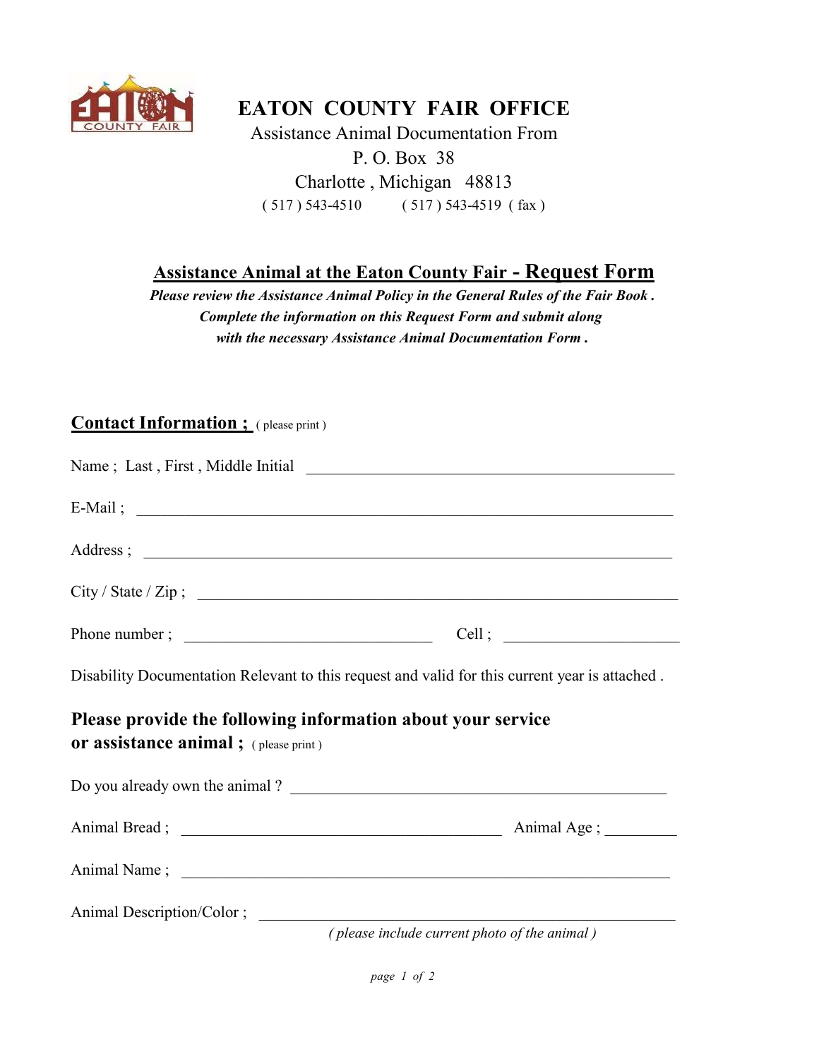# EATON COUNTY FAIR OFFICE

Assistance Animal Documentation From
P. O. Box 38
Charlotte , Michigan 48813
( 517 ) 543-4510 ( 517 ) 543-4519 ( fax )

## Assistance Animal at the Eaton County Fair - Request Form

***Please review the Assistance Animal Policy in the General Rules of the Fair Book .***
***Complete the information on this Request Form and submit along***
***with the necessary Assistance Animal Documentation Form .***

### Contact Information ; ( please print )

Name ; Last , First , Middle Initial \_\_\_\_\_\_\_\_\_\_\_\_\_\_\_\_\_\_\_\_\_\_\_\_\_\_\_\_\_\_\_\_\_\_\_\_\_\_\_\_\_\_\_\_

E-Mail ; \_\_\_\_\_\_\_\_\_\_\_\_\_\_\_\_\_\_\_\_\_\_\_\_\_\_\_\_\_\_\_\_\_\_\_\_\_\_\_\_\_\_\_\_\_\_\_\_\_\_\_\_\_\_\_\_\_\_\_\_\_\_\_\_

Address ; \_\_\_\_\_\_\_\_\_\_\_\_\_\_\_\_\_\_\_\_\_\_\_\_\_\_\_\_\_\_\_\_\_\_\_\_\_\_\_\_\_\_\_\_\_\_\_\_\_\_\_\_\_\_\_\_\_\_\_\_\_\_\_

City / State / Zip ; \_\_\_\_\_\_\_\_\_\_\_\_\_\_\_\_\_\_\_\_\_\_\_\_\_\_\_\_\_\_\_\_\_\_\_\_\_\_\_\_\_\_\_\_\_\_\_\_\_\_\_\_\_\_\_\_\_\_\_

Phone number ; \_\_\_\_\_\_\_\_\_\_\_\_\_\_\_\_\_\_\_\_\_\_\_\_\_\_\_\_\_\_ Cell ; \_\_\_\_\_\_\_\_\_\_\_\_\_\_\_\_\_\_\_\_\_\_

Disability Documentation Relevant to this request and valid for this current year is attached .

### Please provide the following information about your service or assistance animal ; ( please print )

Do you already own the animal ? \_\_\_\_\_\_\_\_\_\_\_\_\_\_\_\_\_\_\_\_\_\_\_\_\_\_\_\_\_\_\_\_\_\_\_\_\_\_\_\_\_\_\_\_\_\_

Animal Bread ; \_\_\_\_\_\_\_\_\_\_\_\_\_\_\_\_\_\_\_\_\_\_\_\_\_\_\_\_\_\_\_\_\_\_\_\_\_\_\_ Animal Age ; \_\_\_\_\_\_\_\_\_

Animal Name ; \_\_\_\_\_\_\_\_\_\_\_\_\_\_\_\_\_\_\_\_\_\_\_\_\_\_\_\_\_\_\_\_\_\_\_\_\_\_\_\_\_\_\_\_\_\_\_\_\_\_\_\_\_\_\_\_\_\_\_\_

Animal Description/Color ; \_\_\_\_\_\_\_\_\_\_\_\_\_\_\_\_\_\_\_\_\_\_\_\_\_\_\_\_\_\_\_\_\_\_\_\_\_\_\_\_\_\_\_\_\_\_\_\_\_\_

*( please include current photo of the animal )*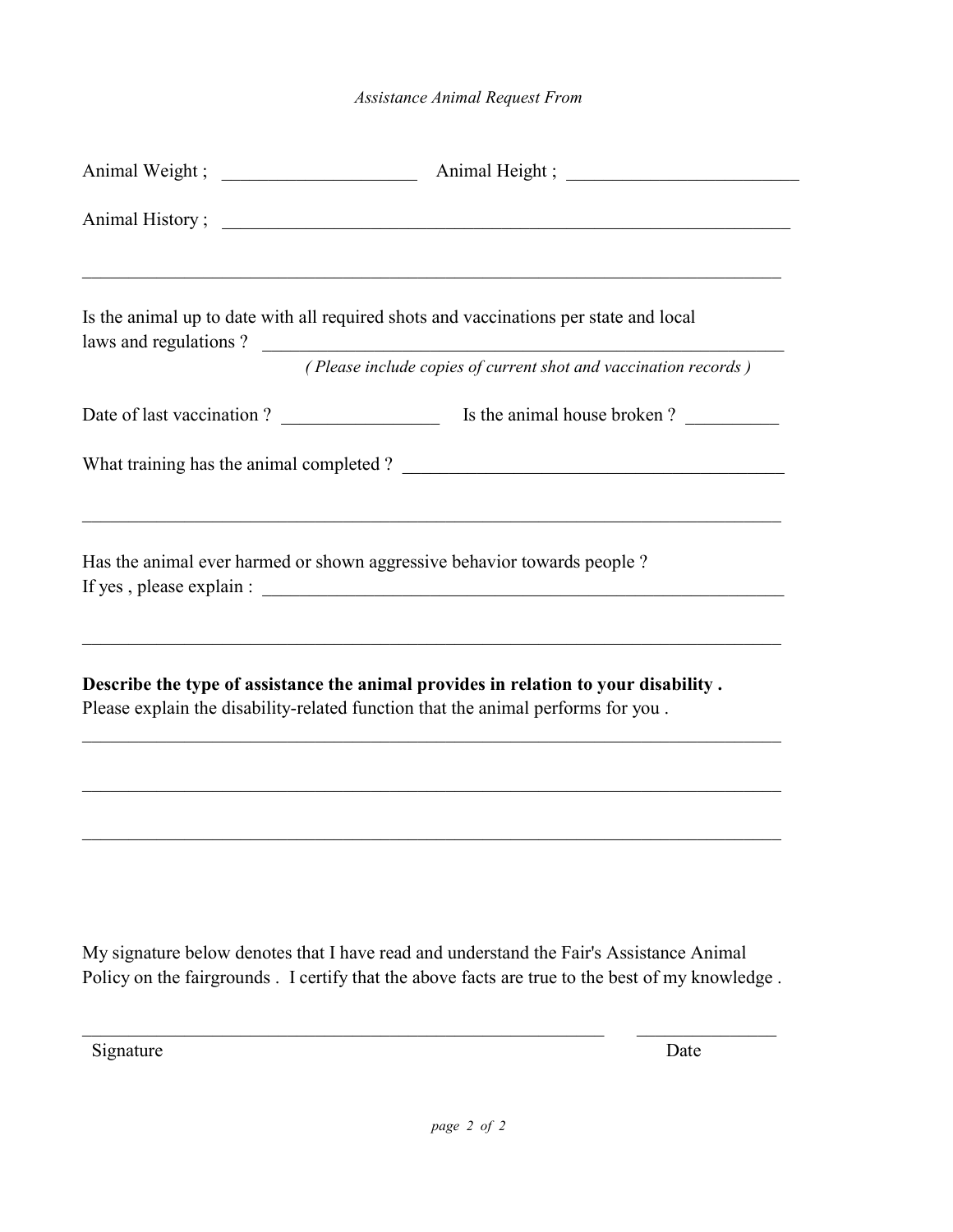*Assistance Animal Request From*

Animal Weight ; ____________________ Animal Height ; ________________________

Animal History ; ___________________________________________________________

_________________________________________________________________________

Is the animal up to date with all required shots and vaccinations per state and local laws and regulations ? ________________________________________________________

*( Please include copies of current shot and vaccination records )*

Date of last vaccination ? ________________ Is the animal house broken ? _________

What training has the animal completed ? ____________________________________

_________________________________________________________________________

Has the animal ever harmed or shown aggressive behavior towards people ?
If yes , please explain : ___________________________________________________

_________________________________________________________________________

**Describe the type of assistance the animal provides in relation to your disability .**
Please explain the disability-related function that the animal performs for you .

_________________________________________________________________________

_________________________________________________________________________

_________________________________________________________________________

My signature below denotes that I have read and understand the Fair's Assistance Animal Policy on the fairgrounds . I certify that the above facts are true to the best of my knowledge .

_______________________________________________________ _______________

Signature Date